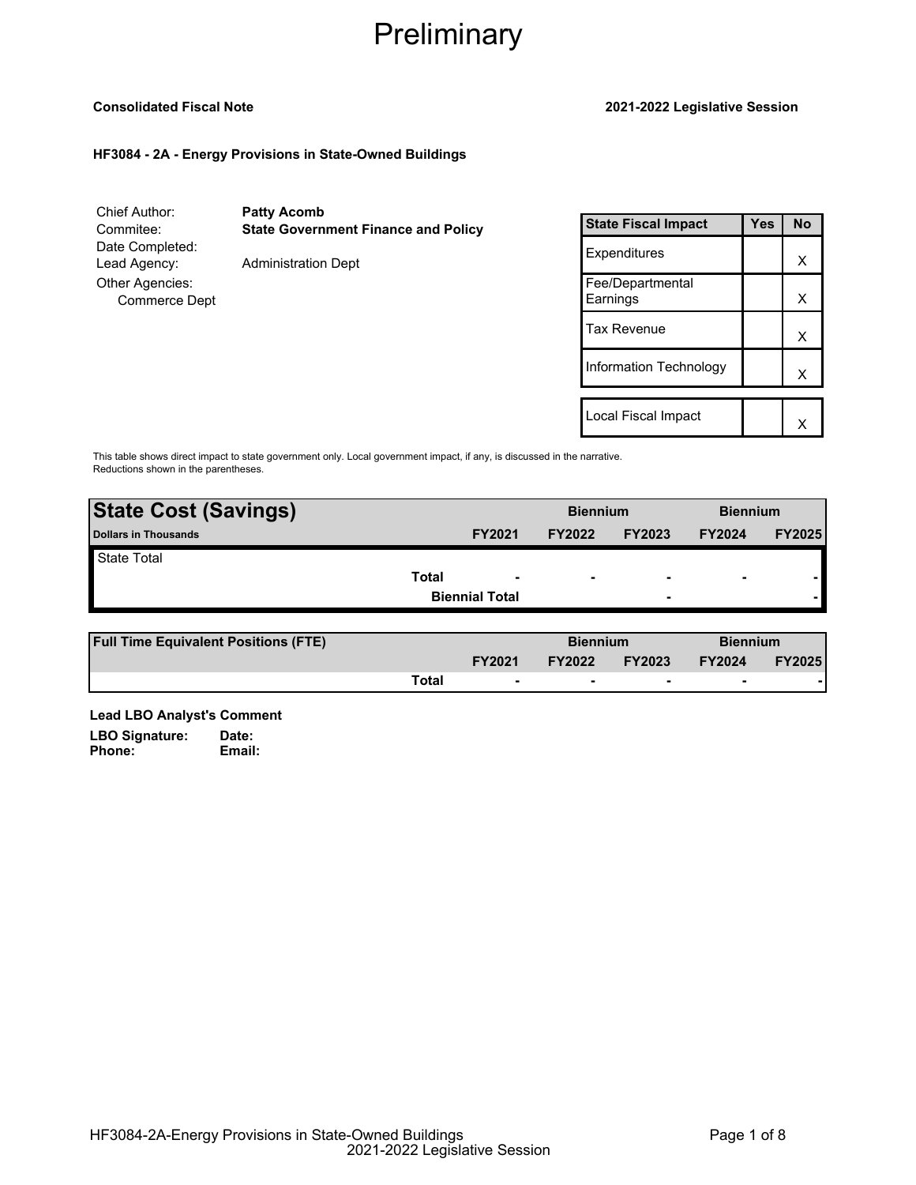# Preliminary

**Consolidated Fiscal Note** | **2021-2022 Legislative Session**

**HF3084 - 2A - Energy Provisions in State-Owned Buildings**

Chief Author: **Patty Acomb**
Commitee: **State Government Finance and Policy**
Date Completed:
Lead Agency: Administration Dept
Other Agencies:
Commerce Dept

| State Fiscal Impact | Yes | No |
|---|---|---|
| Expenditures | | X |
| Fee/Departmental Earnings | | X |
| Tax Revenue | | X |
| Information Technology | | X |
| | | |
| Local Fiscal Impact | | X |

This table shows direct impact to state government only. Local government impact, if any, is discussed in the narrative. Reductions shown in the parentheses.

| **State Cost (Savings)** | | Biennium | | Biennium | |
|---|---|---|---|---|---|
| **Dollars in Thousands** | **FY2021** | **FY2022** | **FY2023** | **FY2024** | **FY2025** |
| State Total | | | | | |
| **Total** | - | - | - | - | - |
| **Biennial Total** | | | - | | - |

| **Full Time Equivalent Positions (FTE)** | | Biennium | | Biennium | |
|---|---|---|---|---|---|
| | **FY2021** | **FY2022** | **FY2023** | **FY2024** | **FY2025** |
| **Total** | - | - | - | - | - |

**Lead LBO Analyst's Comment**

**LBO Signature:** **Date:**
**Phone:** **Email:**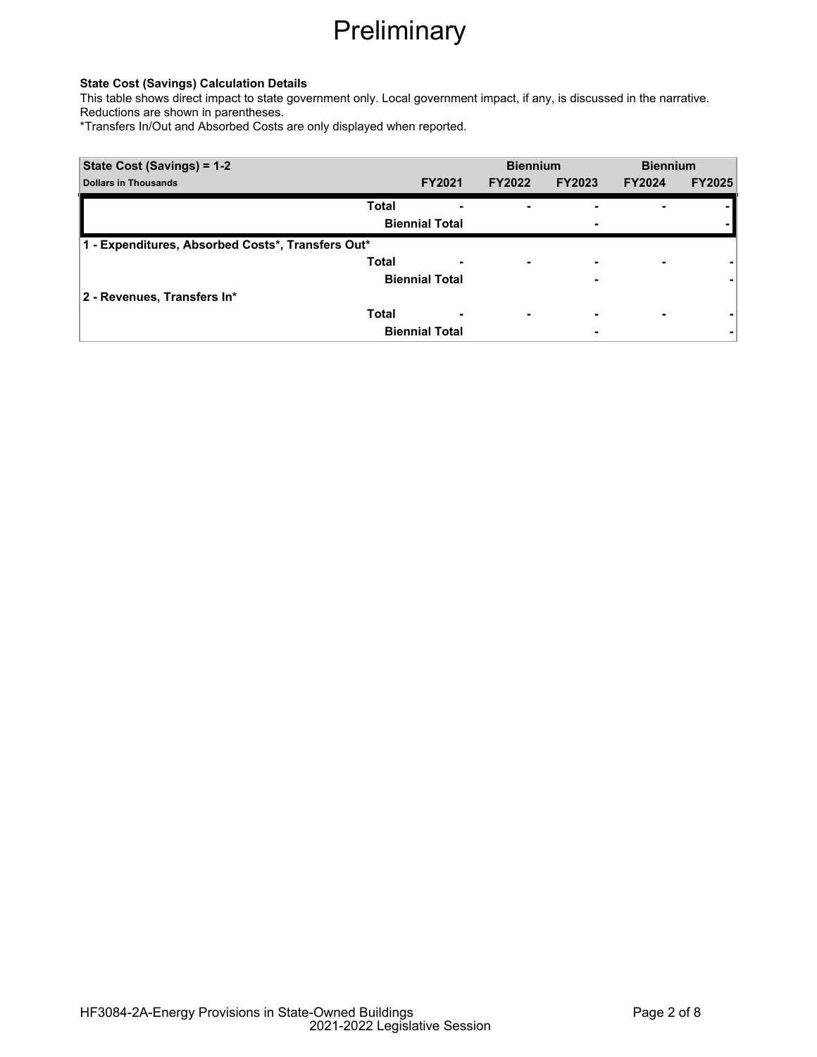# Preliminary

**State Cost (Savings) Calculation Details**
This table shows direct impact to state government only. Local government impact, if any, is discussed in the narrative. Reductions are shown in parentheses.
*Transfers In/Out and Absorbed Costs are only displayed when reported.

| State Cost (Savings) = 1-2 | | | Biennium | | Biennium | |
|---|---|---|---|---|---|---|
| Dollars in Thousands | | FY2021 | FY2022 | FY2023 | FY2024 | FY2025 |
| | Total | - | - | - | - | - |
| | Biennial Total | | | - | | - |
| 1 - Expenditures, Absorbed Costs*, Transfers Out* | | | | | | |
| | Total | - | - | - | - | - |
| | Biennial Total | | | - | | - |
| 2 - Revenues, Transfers In* | | | | | | |
| | Total | - | - | - | - | - |
| | Biennial Total | | | - | | - |

HF3084-2A-Energy Provisions in State-Owned Buildings
2021-2022 Legislative Session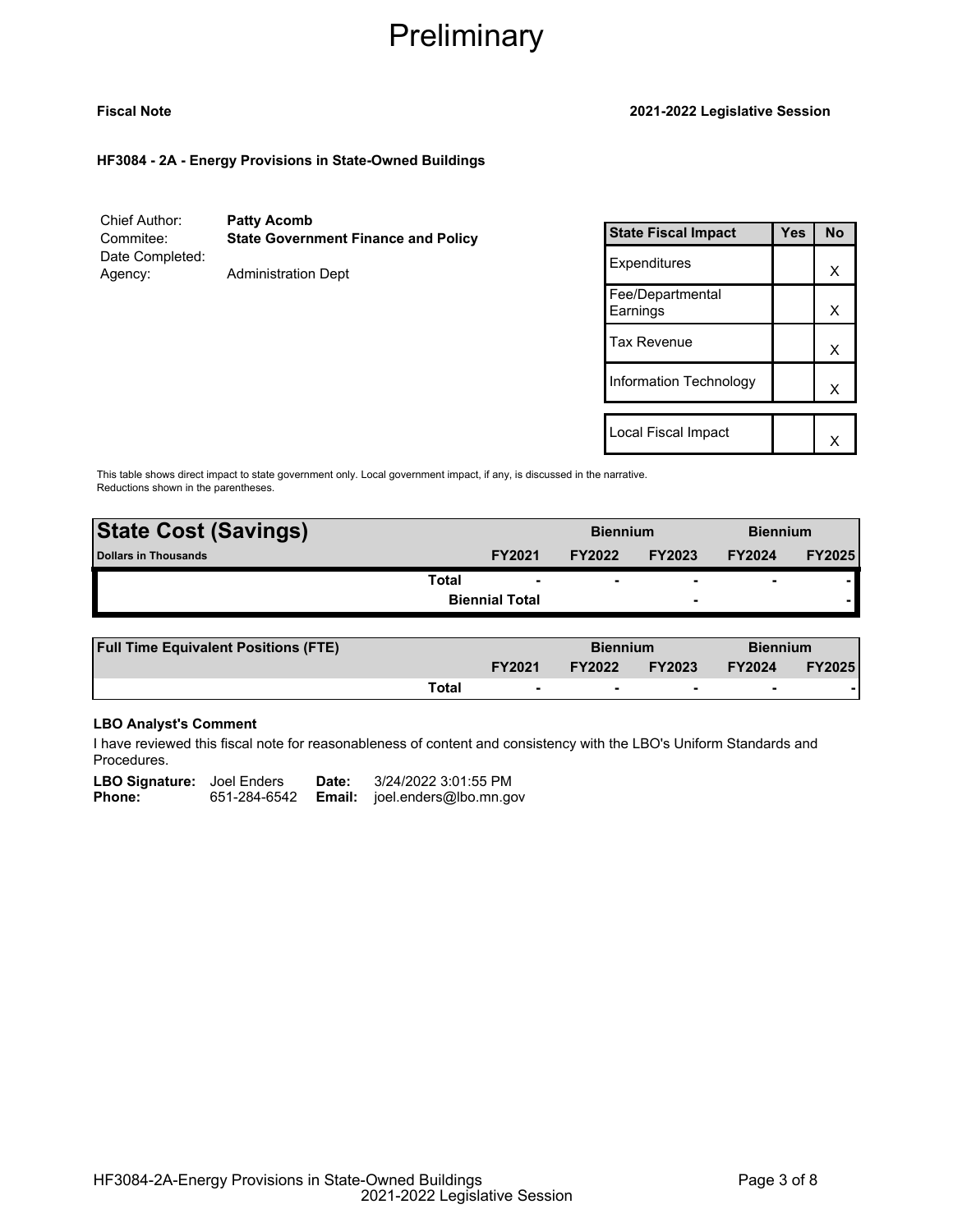# Preliminary

**Fiscal Note** | **2021-2022 Legislative Session**

**HF3084 - 2A - Energy Provisions in State-Owned Buildings**

Chief Author: **Patty Acomb**
Commitee: **State Government Finance and Policy**
Date Completed:
Agency: Administration Dept

| State Fiscal Impact | Yes | No |
|---|---|---|
| Expenditures | | X |
| Fee/Departmental Earnings | | X |
| Tax Revenue | | X |
| Information Technology | | X |
| Local Fiscal Impact | | X |

This table shows direct impact to state government only. Local government impact, if any, is discussed in the narrative. Reductions shown in the parentheses.

| **State Cost (Savings)** | | Biennium | | Biennium | |
|---|---|---|---|---|---|
| **Dollars in Thousands** | **FY2021** | **FY2022** | **FY2023** | **FY2024** | **FY2025** |
| **Total** | - | - | - | - | - |
| **Biennial Total** | | | - | | - |

| **Full Time Equivalent Positions (FTE)** | | Biennium | | Biennium | |
|---|---|---|---|---|---|
| | **FY2021** | **FY2022** | **FY2023** | **FY2024** | **FY2025** |
| **Total** | - | - | - | - | - |

**LBO Analyst's Comment**

I have reviewed this fiscal note for reasonableness of content and consistency with the LBO's Uniform Standards and Procedures.

**LBO Signature:** Joel Enders **Date:** 3/24/2022 3:01:55 PM
**Phone:** 651-284-6542 **Email:** joel.enders@lbo.mn.gov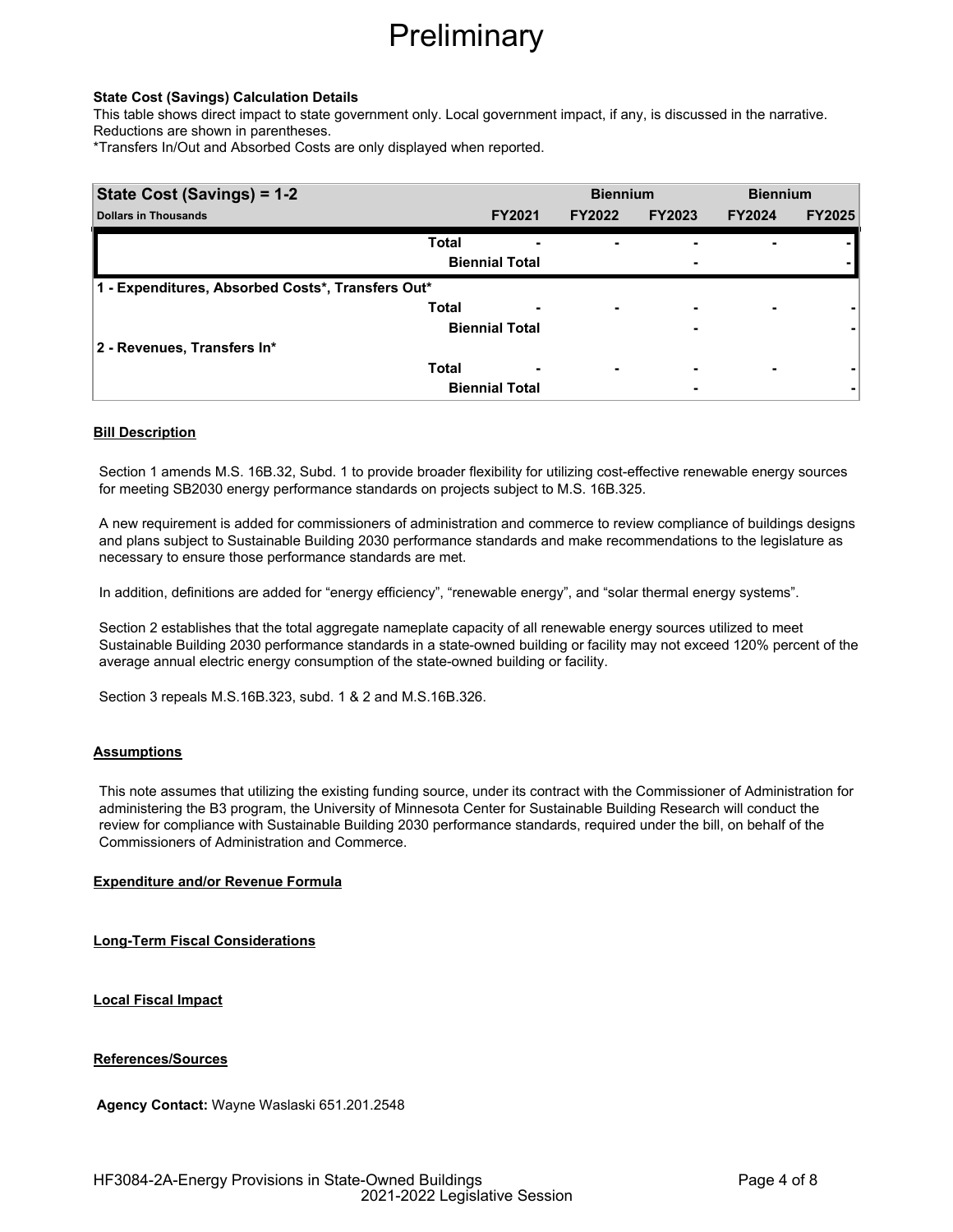# Preliminary

**State Cost (Savings) Calculation Details**

This table shows direct impact to state government only. Local government impact, if any, is discussed in the narrative. Reductions are shown in parentheses.

*Transfers In/Out and Absorbed Costs are only displayed when reported.

| State Cost (Savings) = 1-2 | | | Biennium | | Biennium | |
|---|---|---|---|---|---|---|
| **Dollars in Thousands** | | **FY2021** | **FY2022** | **FY2023** | **FY2024** | **FY2025** |
| | **Total** | - | - | - | - | - |
| | **Biennial Total** | | | - | | - |
| **1 - Expenditures, Absorbed Costs*, Transfers Out*** | | | | | | |
| | **Total** | - | - | - | - | - |
| | **Biennial Total** | | | - | | - |
| **2 - Revenues, Transfers In*** | | | | | | |
| | **Total** | - | - | - | - | - |
| | **Biennial Total** | | | - | | - |

## Bill Description

Section 1 amends M.S. 16B.32, Subd. 1 to provide broader flexibility for utilizing cost-effective renewable energy sources for meeting SB2030 energy performance standards on projects subject to M.S. 16B.325.

A new requirement is added for commissioners of administration and commerce to review compliance of buildings designs and plans subject to Sustainable Building 2030 performance standards and make recommendations to the legislature as necessary to ensure those performance standards are met.

In addition, definitions are added for "energy efficiency", "renewable energy", and "solar thermal energy systems".

Section 2 establishes that the total aggregate nameplate capacity of all renewable energy sources utilized to meet Sustainable Building 2030 performance standards in a state-owned building or facility may not exceed 120% percent of the average annual electric energy consumption of the state-owned building or facility.

Section 3 repeals M.S.16B.323, subd. 1 & 2 and M.S.16B.326.

## Assumptions

This note assumes that utilizing the existing funding source, under its contract with the Commissioner of Administration for administering the B3 program, the University of Minnesota Center for Sustainable Building Research will conduct the review for compliance with Sustainable Building 2030 performance standards, required under the bill, on behalf of the Commissioners of Administration and Commerce.

## Expenditure and/or Revenue Formula

## Long-Term Fiscal Considerations

## Local Fiscal Impact

## References/Sources

**Agency Contact:** Wayne Waslaski 651.201.2548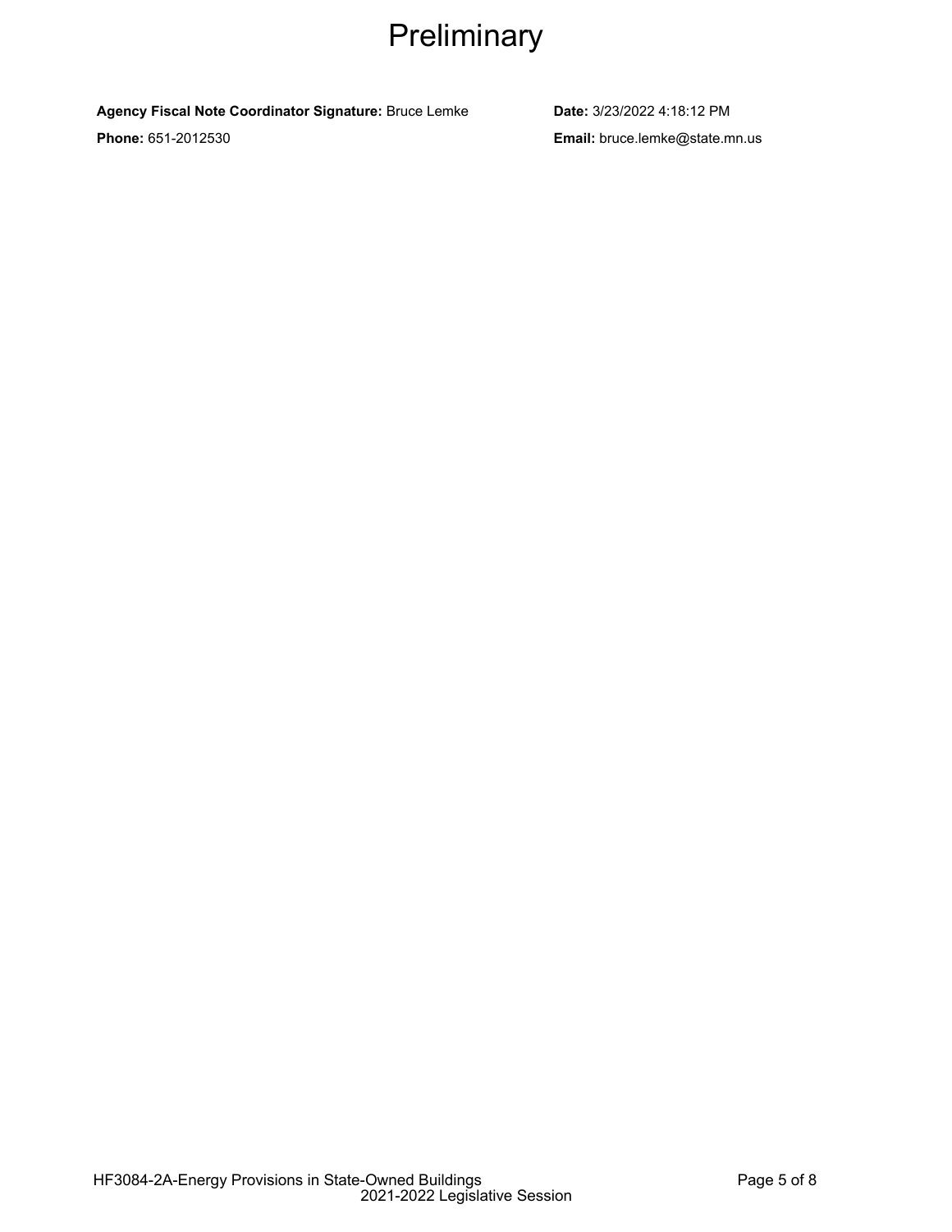# Preliminary

**Agency Fiscal Note Coordinator Signature:** Bruce Lemke

**Date:** 3/23/2022 4:18:12 PM

**Phone:** 651-2012530

**Email:** bruce.lemke@state.mn.us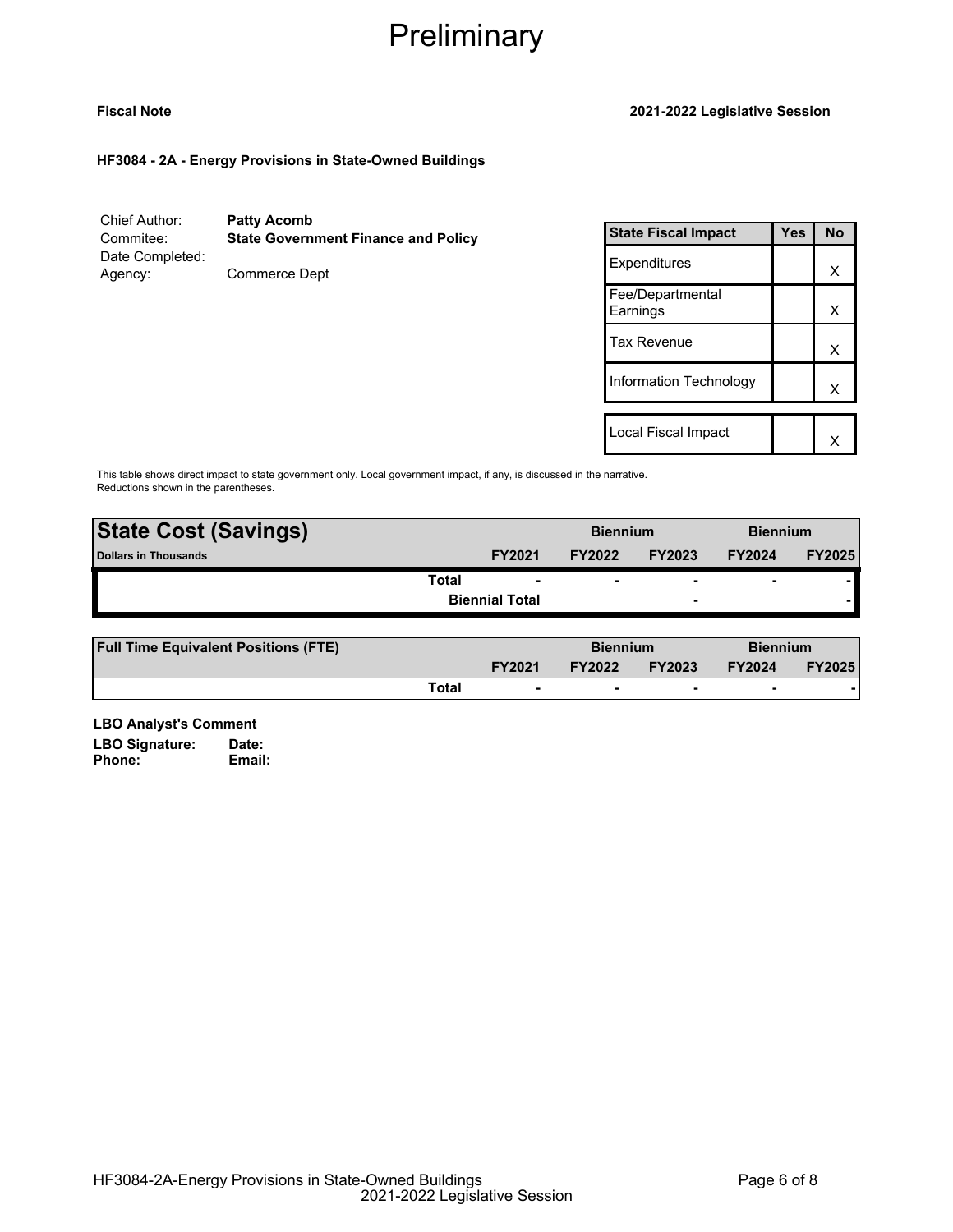# Preliminary

**Fiscal Note**

**2021-2022 Legislative Session**

**HF3084 - 2A - Energy Provisions in State-Owned Buildings**

Chief Author: **Patty Acomb**
Commitee: **State Government Finance and Policy**
Date Completed:
Agency: Commerce Dept

| State Fiscal Impact | Yes | No |
|---|---|---|
| Expenditures | | X |
| Fee/Departmental Earnings | | X |
| Tax Revenue | | X |
| Information Technology | | X |
| | | |
| Local Fiscal Impact | | X |

This table shows direct impact to state government only. Local government impact, if any, is discussed in the narrative. Reductions shown in the parentheses.

| State Cost (Savings) | | | Biennium | | Biennium | |
|---|---|---|---|---|---|---|
| Dollars in Thousands | | FY2021 | FY2022 | FY2023 | FY2024 | FY2025 |
| | Total | - | - | - | - | - |
| | | Biennial Total | | - | | - |

| Full Time Equivalent Positions (FTE) | | | Biennium | | Biennium | |
|---|---|---|---|---|---|---|
| | | FY2021 | FY2022 | FY2023 | FY2024 | FY2025 |
| | Total | - | - | - | - | - |

**LBO Analyst's Comment**

**LBO Signature:** **Date:**
**Phone:** **Email:**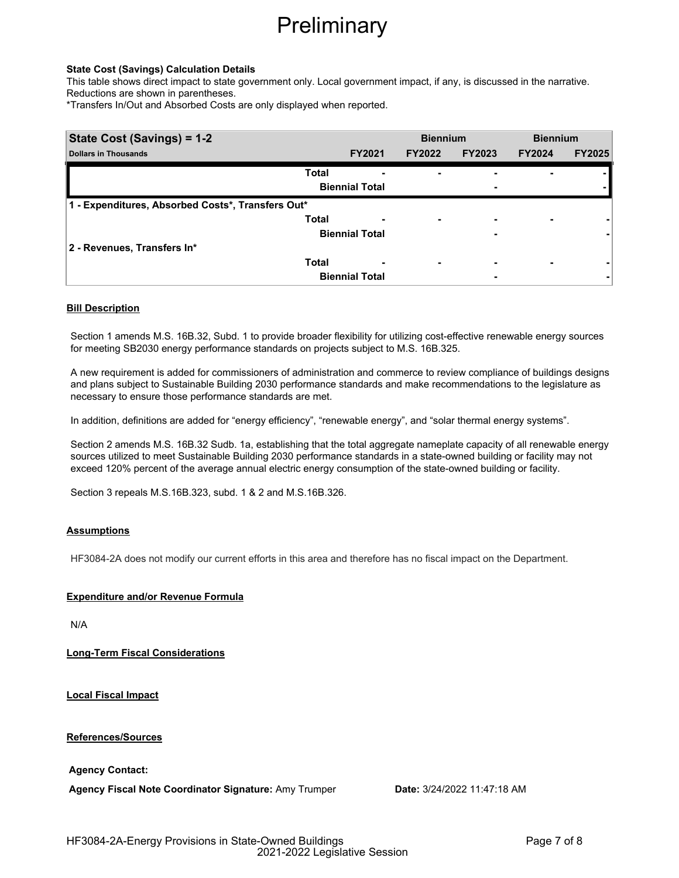# Preliminary

**State Cost (Savings) Calculation Details**

This table shows direct impact to state government only. Local government impact, if any, is discussed in the narrative. Reductions are shown in parentheses.

*Transfers In/Out and Absorbed Costs are only displayed when reported.

| State Cost (Savings) = 1-2 | | | Biennium | | Biennium | |
|---|---|---|---|---|---|---|
| **Dollars in Thousands** | | **FY2021** | **FY2022** | **FY2023** | **FY2024** | **FY2025** |
| | **Total** | - | - | - | - | - |
| | **Biennial Total** | | | - | | - |
| **1 - Expenditures, Absorbed Costs*, Transfers Out*** | | | | | | |
| | **Total** | - | - | - | - | - |
| | **Biennial Total** | | | - | | - |
| **2 - Revenues, Transfers In*** | | | | | | |
| | **Total** | - | - | - | - | - |
| | **Biennial Total** | | | - | | - |

**Bill Description**

Section 1 amends M.S. 16B.32, Subd. 1 to provide broader flexibility for utilizing cost-effective renewable energy sources for meeting SB2030 energy performance standards on projects subject to M.S. 16B.325.

A new requirement is added for commissioners of administration and commerce to review compliance of buildings designs and plans subject to Sustainable Building 2030 performance standards and make recommendations to the legislature as necessary to ensure those performance standards are met.

In addition, definitions are added for "energy efficiency", "renewable energy", and "solar thermal energy systems".

Section 2 amends M.S. 16B.32 Sudb. 1a, establishing that the total aggregate nameplate capacity of all renewable energy sources utilized to meet Sustainable Building 2030 performance standards in a state-owned building or facility may not exceed 120% percent of the average annual electric energy consumption of the state-owned building or facility.

Section 3 repeals M.S.16B.323, subd. 1 & 2 and M.S.16B.326.

**Assumptions**

HF3084-2A does not modify our current efforts in this area and therefore has no fiscal impact on the Department.

**Expenditure and/or Revenue Formula**

N/A

**Long-Term Fiscal Considerations**

**Local Fiscal Impact**

**References/Sources**

**Agency Contact:**

**Agency Fiscal Note Coordinator Signature:** Amy Trumper **Date:** 3/24/2022 11:47:18 AM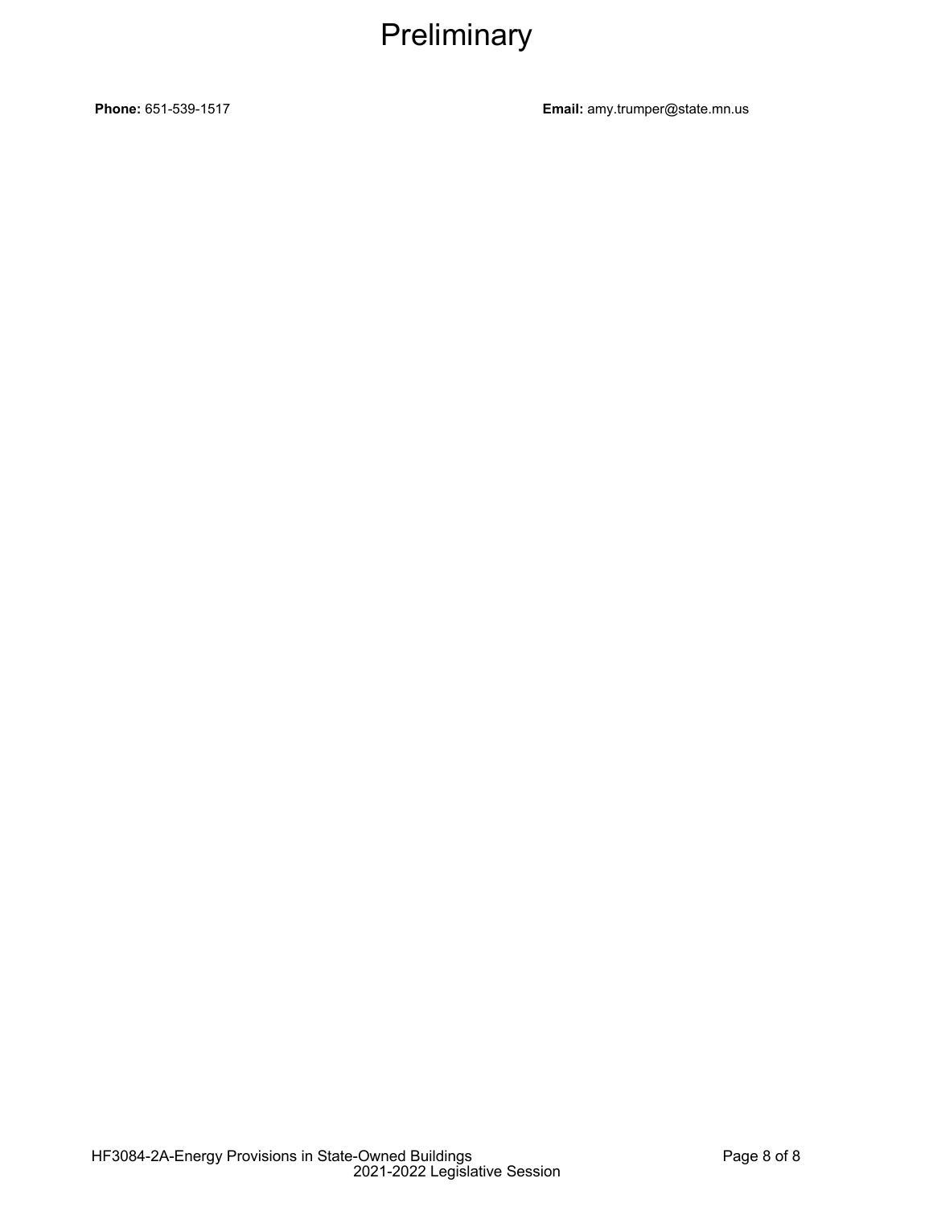**Phone:** 651-539-1517

**Email:** amy.trumper@state.mn.us